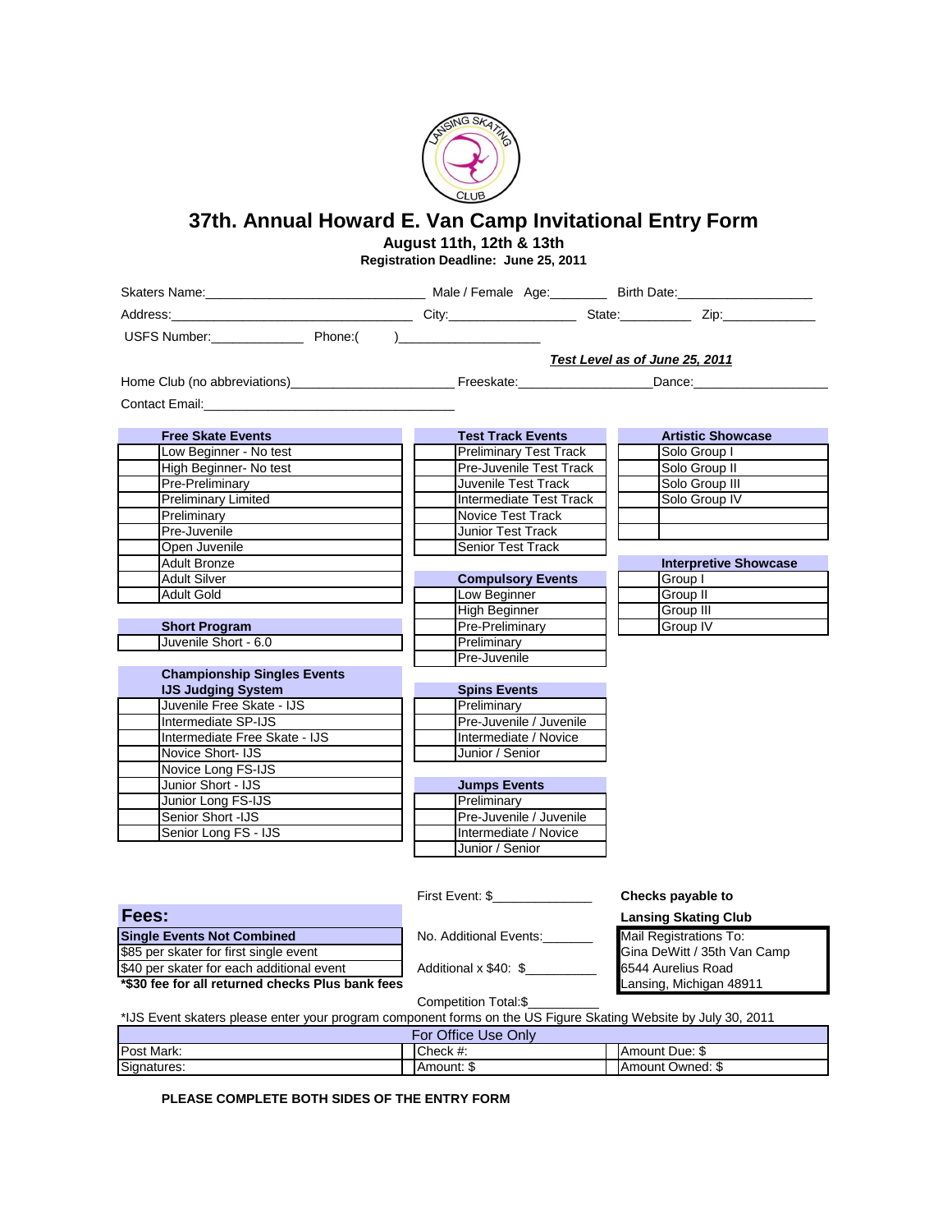# 37th. Annual Howard E. Van Camp Invitational Entry Form

**August 11th, 12th & 13th**

**Registration Deadline: June 25, 2011**

Skaters Name:______________________________ Male / Female Age:________ Birth Date:___________________

Address:__________________________________ City:_________________ State:_________ Zip:____________

USFS Number:_____________ Phone:( )____________________

***Test Level as of June 25, 2011***

Home Club (no abbreviations)______________________ Freeskate:__________________Dance:__________________

Contact Email:___________________________________

| | **Free Skate Events** |
|---|---|
| | Low Beginner - No test |
| | High Beginner- No test |
| | Pre-Preliminary |
| | Preliminary Limited |
| | Preliminary |
| | Pre-Juvenile |
| | Open Juvenile |
| | Adult Bronze |
| | Adult Silver |
| | Adult Gold |

| | **Short Program** |
|---|---|
| | Juvenile Short - 6.0 |

| | **Championship Singles Events IJS Judging System** |
|---|---|
| | Juvenile Free Skate - IJS |
| | Intermediate SP-IJS |
| | Intermediate Free Skate - IJS |
| | Novice Short- IJS |
| | Novice Long FS-IJS |
| | Junior Short - IJS |
| | Junior Long FS-IJS |
| | Senior Short -IJS |
| | Senior Long FS - IJS |

| | **Test Track Events** |
|---|---|
| | Preliminary Test Track |
| | Pre-Juvenile Test Track |
| | Juvenile Test Track |
| | Intermediate Test Track |
| | Novice Test Track |
| | Junior Test Track |
| | Senior Test Track |

| | **Compulsory Events** |
|---|---|
| | Low Beginner |
| | High Beginner |
| | Pre-Preliminary |
| | Preliminary |
| | Pre-Juvenile |

| | **Spins Events** |
|---|---|
| | Preliminary |
| | Pre-Juvenile / Juvenile |
| | Intermediate / Novice |
| | Junior / Senior |

| | **Jumps Events** |
|---|---|
| | Preliminary |
| | Pre-Juvenile / Juvenile |
| | Intermediate / Novice |
| | Junior / Senior |

| | **Artistic Showcase** |
|---|---|
| | Solo Group I |
| | Solo Group II |
| | Solo Group III |
| | Solo Group IV |
| | |
| | |

| | **Interpretive Showcase** |
|---|---|
| | Group I |
| | Group II |
| | Group III |
| | Group IV |

## Fees:

| **Single Events Not Combined** |
|---|
| $85 per skater for first single event |
| $40 per skater for each additional event |

**\*$30 fee for all returned checks Plus bank fees**

First Event: $_____________

No. Additional Events:_______

Additional x $40: $_________

Competition Total:$_________

**Checks payable to**

**Lansing Skating Club**

Mail Registrations To:
Gina DeWitt / 35th Van Camp
6544 Aurelius Road
Lansing, Michigan 48911

\*IJS Event skaters please enter your program component forms on the US Figure Skating Website by July 30, 2011

| For Office Use Only | | |
|---|---|---|
| Post Mark: | Check #: | Amount Due: $ |
| Signatures: | Amount: $ | Amount Owned: $ |

**PLEASE COMPLETE BOTH SIDES OF THE ENTRY FORM**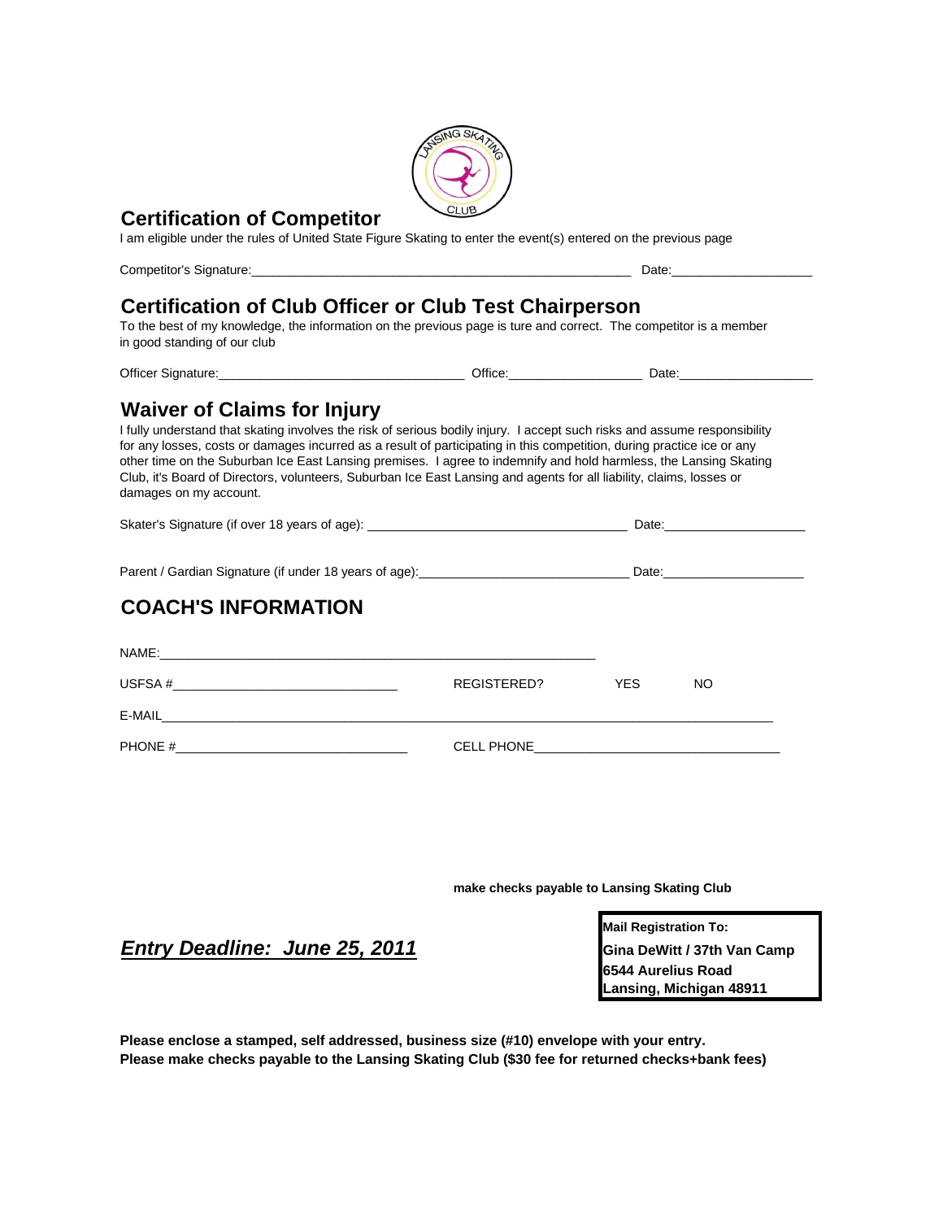## Certification of Competitor

I am eligible under the rules of United State Figure Skating to enter the event(s) entered on the previous page

Competitor's Signature:_______________________________________________________ Date:____________________

## Certification of Club Officer or Club Test Chairperson

To the best of my knowledge, the information on the previous page is ture and correct. The competitor is a member in good standing of our club

Officer Signature:___________________________________ Office:___________________ Date:___________________

## Waiver of Claims for Injury

I fully understand that skating involves the risk of serious bodily injury. I accept such risks and assume responsibility for any losses, costs or damages incurred as a result of participating in this competition, during practice ice or any other time on the Suburban Ice East Lansing premises. I agree to indemnify and hold harmless, the Lansing Skating Club, it's Board of Directors, volunteers, Suburban Ice East Lansing and agents for all liability, claims, losses or damages on my account.

Skater's Signature (if over 18 years of age): _____________________________________ Date:____________________

Parent / Gardian Signature (if under 18 years of age):______________________________ Date:____________________

## COACH'S INFORMATION

NAME:_______________________________________________________________

USFSA #________________________________ REGISTERED? YES NO

E-MAIL_______________________________________________________________________________________

PHONE #_________________________________ CELL PHONE___________________________________

**make checks payable to Lansing Skating Club**

***Entry Deadline: June 25, 2011***

**Mail Registration To:**
**Gina DeWitt / 37th Van Camp**
**6544 Aurelius Road**
**Lansing, Michigan 48911**

**Please enclose a stamped, self addressed, business size (#10) envelope with your entry.**
**Please make checks payable to the Lansing Skating Club ($30 fee for returned checks+bank fees)**